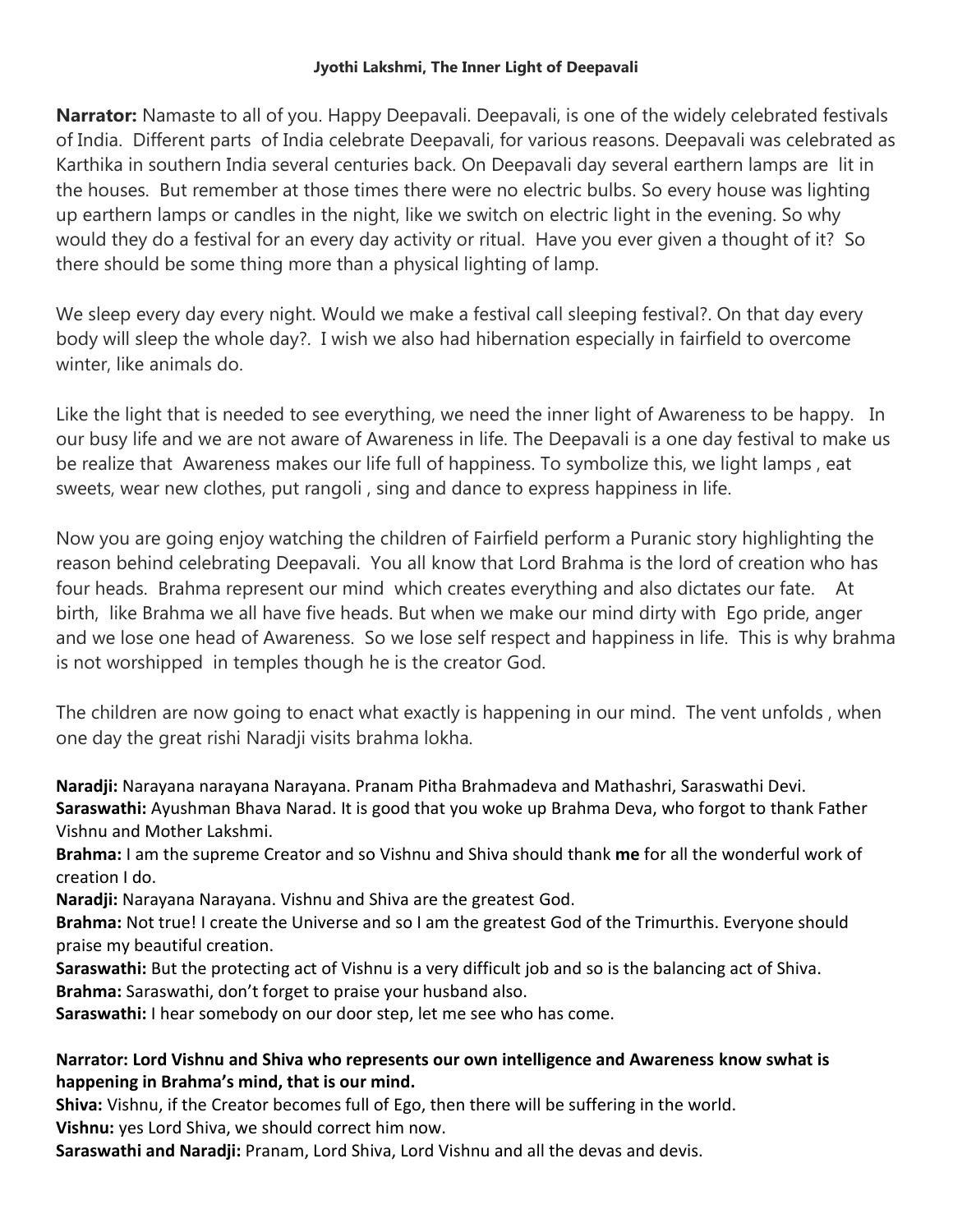**Jyothi Lakshmi, The Inner Light of Deepavali**

**Narrator:** Namaste to all of you. Happy Deepavali. Deepavali, is one of the widely celebrated festivals of India. Different parts of India celebrate Deepavali, for various reasons. Deepavali was celebrated as Karthika in southern India several centuries back. On Deepavali day several earthern lamps are lit in the houses. But remember at those times there were no electric bulbs. So every house was lighting up earthern lamps or candles in the night, like we switch on electric light in the evening. So why would they do a festival for an every day activity or ritual. Have you ever given a thought of it? So there should be some thing more than a physical lighting of lamp.

We sleep every day every night. Would we make a festival call sleeping festival?. On that day every body will sleep the whole day?. I wish we also had hibernation especially in fairfield to overcome winter, like animals do.

Like the light that is needed to see everything, we need the inner light of Awareness to be happy. In our busy life and we are not aware of Awareness in life. The Deepavali is a one day festival to make us be realize that Awareness makes our life full of happiness. To symbolize this, we light lamps , eat sweets, wear new clothes, put rangoli , sing and dance to express happiness in life.

Now you are going enjoy watching the children of Fairfield perform a Puranic story highlighting the reason behind celebrating Deepavali. You all know that Lord Brahma is the lord of creation who has four heads. Brahma represent our mind which creates everything and also dictates our fate. At birth, like Brahma we all have five heads. But when we make our mind dirty with Ego pride, anger and we lose one head of Awareness. So we lose self respect and happiness in life. This is why brahma is not worshipped in temples though he is the creator God.

The children are now going to enact what exactly is happening in our mind. The vent unfolds , when one day the great rishi Naradji visits brahma lokha.

**Naradji:** Narayana narayana Narayana. Pranam Pitha Brahmadeva and Mathashri, Saraswathi Devi.
**Saraswathi:** Ayushman Bhava Narad. It is good that you woke up Brahma Deva, who forgot to thank Father Vishnu and Mother Lakshmi.
**Brahma:** I am the supreme Creator and so Vishnu and Shiva should thank **me** for all the wonderful work of creation I do.
**Naradji:** Narayana Narayana. Vishnu and Shiva are the greatest God.
**Brahma:** Not true! I create the Universe and so I am the greatest God of the Trimurthis. Everyone should praise my beautiful creation.
**Saraswathi:** But the protecting act of Vishnu is a very difficult job and so is the balancing act of Shiva.
**Brahma:** Saraswathi, don't forget to praise your husband also.
**Saraswathi:** I hear somebody on our door step, let me see who has come.

**Narrator: Lord Vishnu and Shiva who represents our own intelligence and Awareness know swhat is happening in Brahma's mind, that is our mind.**
**Shiva:** Vishnu, if the Creator becomes full of Ego, then there will be suffering in the world.
**Vishnu:** yes Lord Shiva, we should correct him now.
**Saraswathi and Naradji:** Pranam, Lord Shiva, Lord Vishnu and all the devas and devis.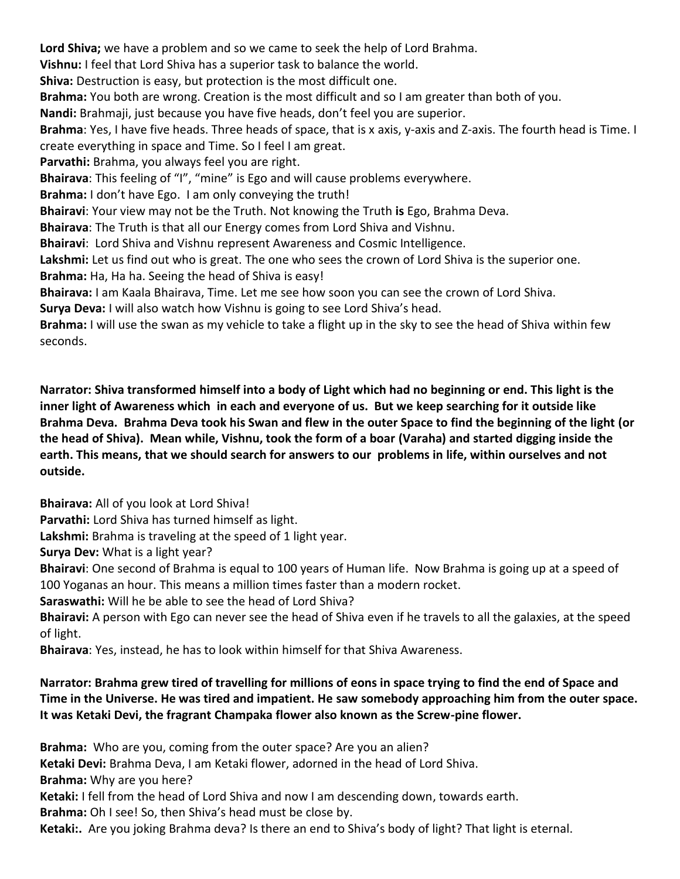**Lord Shiva;** we have a problem and so we came to seek the help of Lord Brahma.
**Vishnu:** I feel that Lord Shiva has a superior task to balance the world.
**Shiva:** Destruction is easy, but protection is the most difficult one.
**Brahma:** You both are wrong. Creation is the most difficult and so I am greater than both of you.
**Nandi:** Brahmaji, just because you have five heads, don't feel you are superior.
**Brahma**: Yes, I have five heads. Three heads of space, that is x axis, y-axis and Z-axis. The fourth head is Time. I create everything in space and Time. So I feel I am great.
**Parvathi:** Brahma, you always feel you are right.
**Bhairava**: This feeling of "I", "mine" is Ego and will cause problems everywhere.
**Brahma:** I don't have Ego. I am only conveying the truth!
**Bhairavi**: Your view may not be the Truth. Not knowing the Truth **is** Ego, Brahma Deva.
**Bhairava**: The Truth is that all our Energy comes from Lord Shiva and Vishnu.
**Bhairavi**: Lord Shiva and Vishnu represent Awareness and Cosmic Intelligence.
**Lakshmi:** Let us find out who is great. The one who sees the crown of Lord Shiva is the superior one.
**Brahma:** Ha, Ha ha. Seeing the head of Shiva is easy!
**Bhairava:** I am Kaala Bhairava, Time. Let me see how soon you can see the crown of Lord Shiva.
**Surya Deva:** I will also watch how Vishnu is going to see Lord Shiva's head.
**Brahma:** I will use the swan as my vehicle to take a flight up in the sky to see the head of Shiva within few seconds.

**Narrator: Shiva transformed himself into a body of Light which had no beginning or end. This light is the inner light of Awareness which in each and everyone of us. But we keep searching for it outside like Brahma Deva. Brahma Deva took his Swan and flew in the outer Space to find the beginning of the light (or the head of Shiva). Mean while, Vishnu, took the form of a boar (Varaha) and started digging inside the earth. This means, that we should search for answers to our problems in life, within ourselves and not outside.**

**Bhairava:** All of you look at Lord Shiva!
**Parvathi:** Lord Shiva has turned himself as light.
**Lakshmi:** Brahma is traveling at the speed of 1 light year.
**Surya Dev:** What is a light year?
**Bhairavi**: One second of Brahma is equal to 100 years of Human life. Now Brahma is going up at a speed of 100 Yoganas an hour. This means a million times faster than a modern rocket.
**Saraswathi:** Will he be able to see the head of Lord Shiva?
**Bhairavi:** A person with Ego can never see the head of Shiva even if he travels to all the galaxies, at the speed of light.
**Bhairava**: Yes, instead, he has to look within himself for that Shiva Awareness.

**Narrator: Brahma grew tired of travelling for millions of eons in space trying to find the end of Space and Time in the Universe. He was tired and impatient. He saw somebody approaching him from the outer space. It was Ketaki Devi, the fragrant Champaka flower also known as the Screw-pine flower.**

**Brahma:** Who are you, coming from the outer space? Are you an alien?
**Ketaki Devi:** Brahma Deva, I am Ketaki flower, adorned in the head of Lord Shiva.
**Brahma:** Why are you here?
**Ketaki:** I fell from the head of Lord Shiva and now I am descending down, towards earth.
**Brahma:** Oh I see! So, then Shiva's head must be close by.
**Ketaki:**. Are you joking Brahma deva? Is there an end to Shiva's body of light? That light is eternal.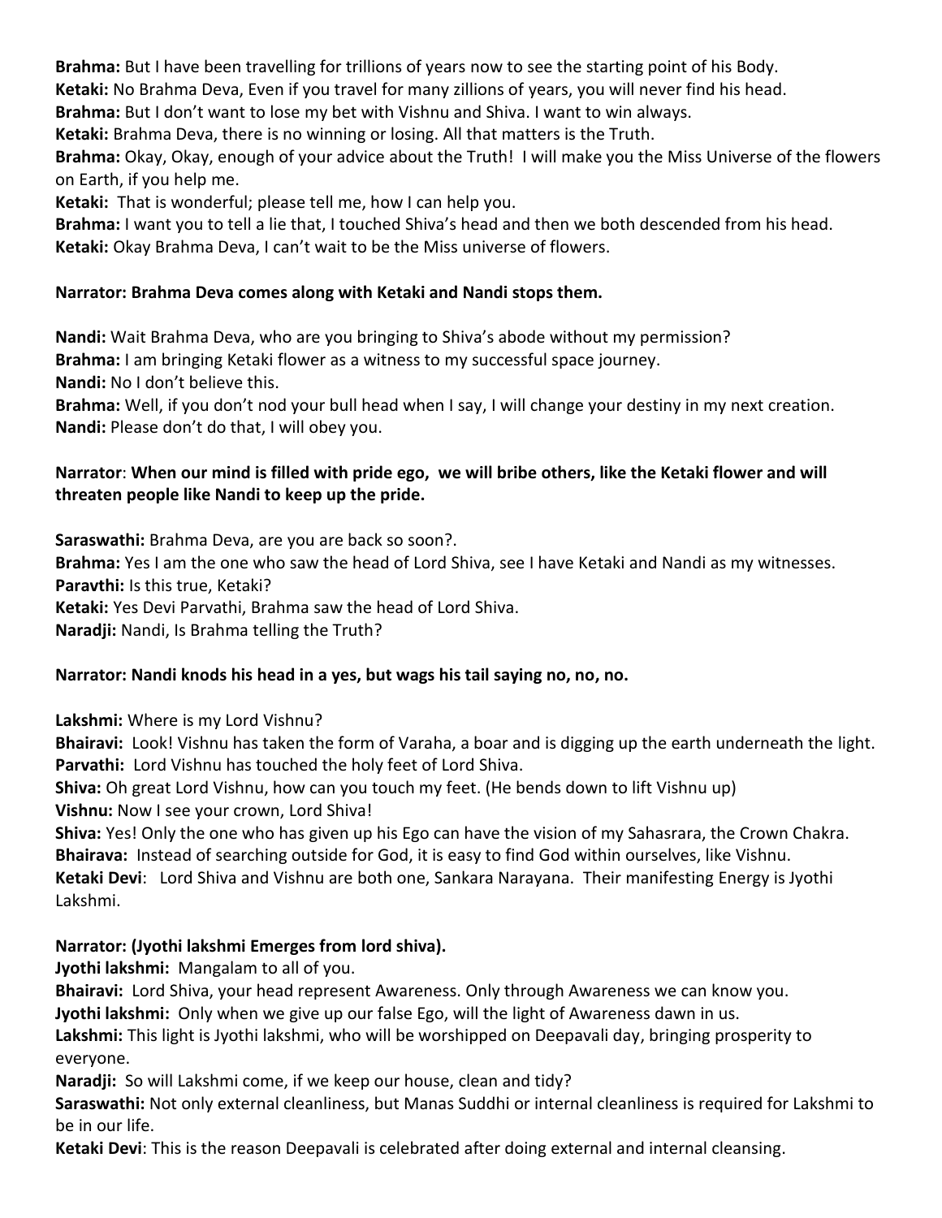**Brahma:** But I have been travelling for trillions of years now to see the starting point of his Body.
**Ketaki:** No Brahma Deva, Even if you travel for many zillions of years, you will never find his head.
**Brahma:** But I don't want to lose my bet with Vishnu and Shiva. I want to win always.
**Ketaki:** Brahma Deva, there is no winning or losing. All that matters is the Truth.
**Brahma:** Okay, Okay, enough of your advice about the Truth! I will make you the Miss Universe of the flowers on Earth, if you help me.
**Ketaki:** That is wonderful; please tell me, how I can help you.
**Brahma:** I want you to tell a lie that, I touched Shiva's head and then we both descended from his head.
**Ketaki:** Okay Brahma Deva, I can't wait to be the Miss universe of flowers.

**Narrator: Brahma Deva comes along with Ketaki and Nandi stops them.**

**Nandi:** Wait Brahma Deva, who are you bringing to Shiva's abode without my permission?
**Brahma:** I am bringing Ketaki flower as a witness to my successful space journey.
**Nandi:** No I don't believe this.
**Brahma:** Well, if you don't nod your bull head when I say, I will change your destiny in my next creation.
**Nandi:** Please don't do that, I will obey you.

**Narrator**: **When our mind is filled with pride ego, we will bribe others, like the Ketaki flower and will threaten people like Nandi to keep up the pride.**

**Saraswathi:** Brahma Deva, are you are back so soon?.
**Brahma:** Yes I am the one who saw the head of Lord Shiva, see I have Ketaki and Nandi as my witnesses.
**Paravthi:** Is this true, Ketaki?
**Ketaki:** Yes Devi Parvathi, Brahma saw the head of Lord Shiva.
**Naradji:** Nandi, Is Brahma telling the Truth?

**Narrator: Nandi knods his head in a yes, but wags his tail saying no, no, no.**

**Lakshmi:** Where is my Lord Vishnu?
**Bhairavi:** Look! Vishnu has taken the form of Varaha, a boar and is digging up the earth underneath the light.
**Parvathi:** Lord Vishnu has touched the holy feet of Lord Shiva.
**Shiva:** Oh great Lord Vishnu, how can you touch my feet. (He bends down to lift Vishnu up)
**Vishnu:** Now I see your crown, Lord Shiva!
**Shiva:** Yes! Only the one who has given up his Ego can have the vision of my Sahasrara, the Crown Chakra.
**Bhairava:** Instead of searching outside for God, it is easy to find God within ourselves, like Vishnu.
**Ketaki Devi**: Lord Shiva and Vishnu are both one, Sankara Narayana. Their manifesting Energy is Jyothi Lakshmi.

**Narrator: (Jyothi lakshmi Emerges from lord shiva).**
**Jyothi lakshmi:** Mangalam to all of you.
**Bhairavi:** Lord Shiva, your head represent Awareness. Only through Awareness we can know you.
**Jyothi lakshmi:** Only when we give up our false Ego, will the light of Awareness dawn in us.
**Lakshmi:** This light is Jyothi lakshmi, who will be worshipped on Deepavali day, bringing prosperity to everyone.
**Naradji:** So will Lakshmi come, if we keep our house, clean and tidy?
**Saraswathi:** Not only external cleanliness, but Manas Suddhi or internal cleanliness is required for Lakshmi to be in our life.
**Ketaki Devi**: This is the reason Deepavali is celebrated after doing external and internal cleansing.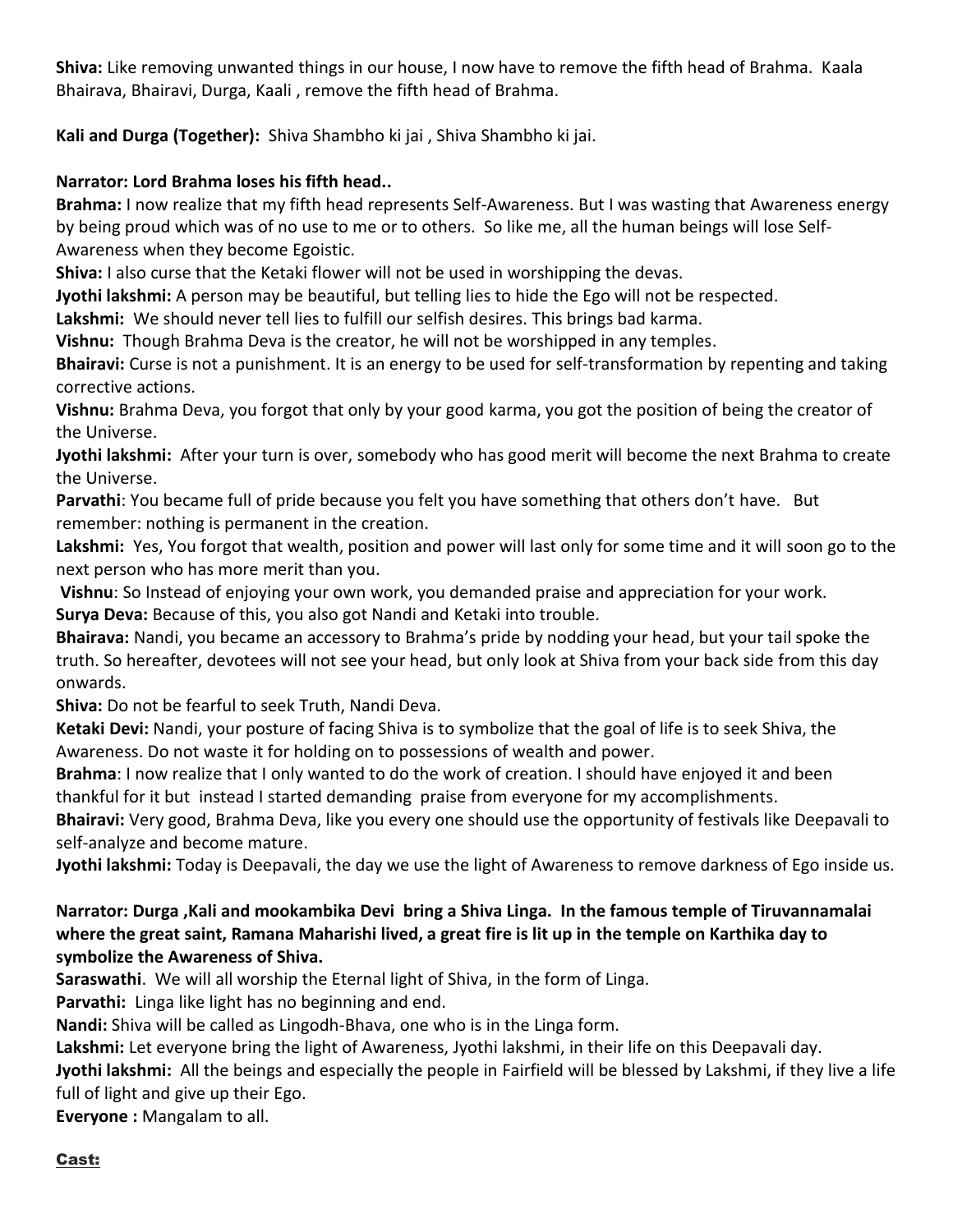**Shiva:** Like removing unwanted things in our house, I now have to remove the fifth head of Brahma. Kaala Bhairava, Bhairavi, Durga, Kaali , remove the fifth head of Brahma.

**Kali and Durga (Together):** Shiva Shambho ki jai , Shiva Shambho ki jai.

**Narrator: Lord Brahma loses his fifth head..**

**Brahma:** I now realize that my fifth head represents Self-Awareness. But I was wasting that Awareness energy by being proud which was of no use to me or to others. So like me, all the human beings will lose Self-Awareness when they become Egoistic.

**Shiva:** I also curse that the Ketaki flower will not be used in worshipping the devas.

**Jyothi lakshmi:** A person may be beautiful, but telling lies to hide the Ego will not be respected.

**Lakshmi:** We should never tell lies to fulfill our selfish desires. This brings bad karma.

**Vishnu:** Though Brahma Deva is the creator, he will not be worshipped in any temples.

**Bhairavi:** Curse is not a punishment. It is an energy to be used for self-transformation by repenting and taking corrective actions.

**Vishnu:** Brahma Deva, you forgot that only by your good karma, you got the position of being the creator of the Universe.

**Jyothi lakshmi:** After your turn is over, somebody who has good merit will become the next Brahma to create the Universe.

**Parvathi**: You became full of pride because you felt you have something that others don't have. But remember: nothing is permanent in the creation.

**Lakshmi:** Yes, You forgot that wealth, position and power will last only for some time and it will soon go to the next person who has more merit than you.

**Vishnu**: So Instead of enjoying your own work, you demanded praise and appreciation for your work.

**Surya Deva:** Because of this, you also got Nandi and Ketaki into trouble.

**Bhairava:** Nandi, you became an accessory to Brahma's pride by nodding your head, but your tail spoke the truth. So hereafter, devotees will not see your head, but only look at Shiva from your back side from this day onwards.

**Shiva:** Do not be fearful to seek Truth, Nandi Deva.

**Ketaki Devi:** Nandi, your posture of facing Shiva is to symbolize that the goal of life is to seek Shiva, the Awareness. Do not waste it for holding on to possessions of wealth and power.

**Brahma**: I now realize that I only wanted to do the work of creation. I should have enjoyed it and been thankful for it but instead I started demanding praise from everyone for my accomplishments.

**Bhairavi:** Very good, Brahma Deva, like you every one should use the opportunity of festivals like Deepavali to self-analyze and become mature.

**Jyothi lakshmi:** Today is Deepavali, the day we use the light of Awareness to remove darkness of Ego inside us.

**Narrator: Durga ,Kali and mookambika Devi bring a Shiva Linga. In the famous temple of Tiruvannamalai where the great saint, Ramana Maharishi lived, a great fire is lit up in the temple on Karthika day to symbolize the Awareness of Shiva.**

**Saraswathi**. We will all worship the Eternal light of Shiva, in the form of Linga.

**Parvathi:** Linga like light has no beginning and end.

**Nandi:** Shiva will be called as Lingodh-Bhava, one who is in the Linga form.

**Lakshmi:** Let everyone bring the light of Awareness, Jyothi lakshmi, in their life on this Deepavali day.

**Jyothi lakshmi:** All the beings and especially the people in Fairfield will be blessed by Lakshmi, if they live a life full of light and give up their Ego.

**Everyone :** Mangalam to all.

**Cast:**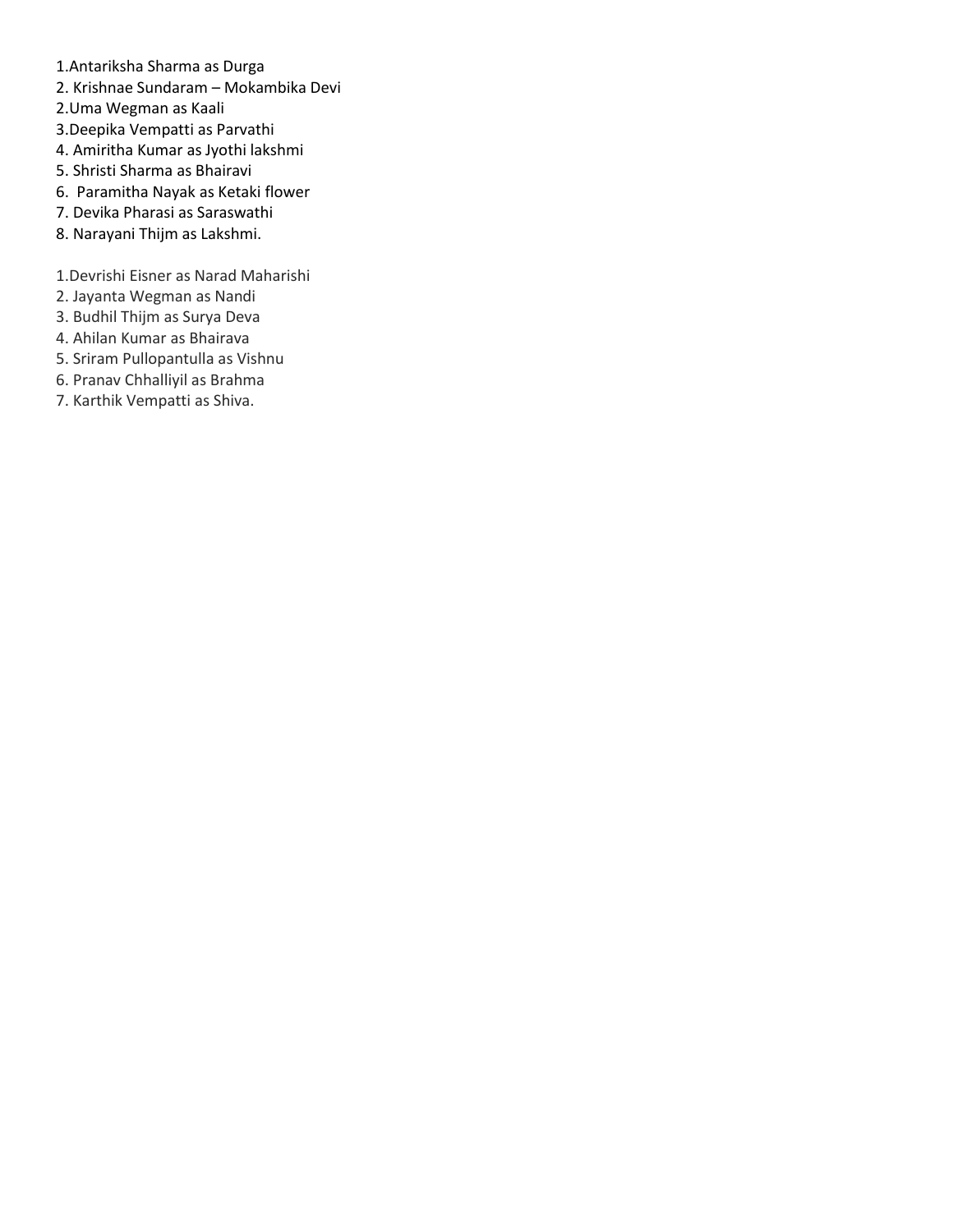1.Antariksha Sharma as Durga
2. Krishnae Sundaram – Mokambika Devi
2.Uma Wegman as Kaali
3.Deepika Vempatti as Parvathi
4. Amiritha Kumar as Jyothi lakshmi
5. Shristi Sharma as Bhairavi
6. Paramitha Nayak as Ketaki flower
7. Devika Pharasi as Saraswathi
8. Narayani Thijm as Lakshmi.

1.Devrishi Eisner as Narad Maharishi
2. Jayanta Wegman as Nandi
3. Budhil Thijm as Surya Deva
4. Ahilan Kumar as Bhairava
5. Sriram Pullopantulla as Vishnu
6. Pranav Chhalliyil as Brahma
7. Karthik Vempatti as Shiva.